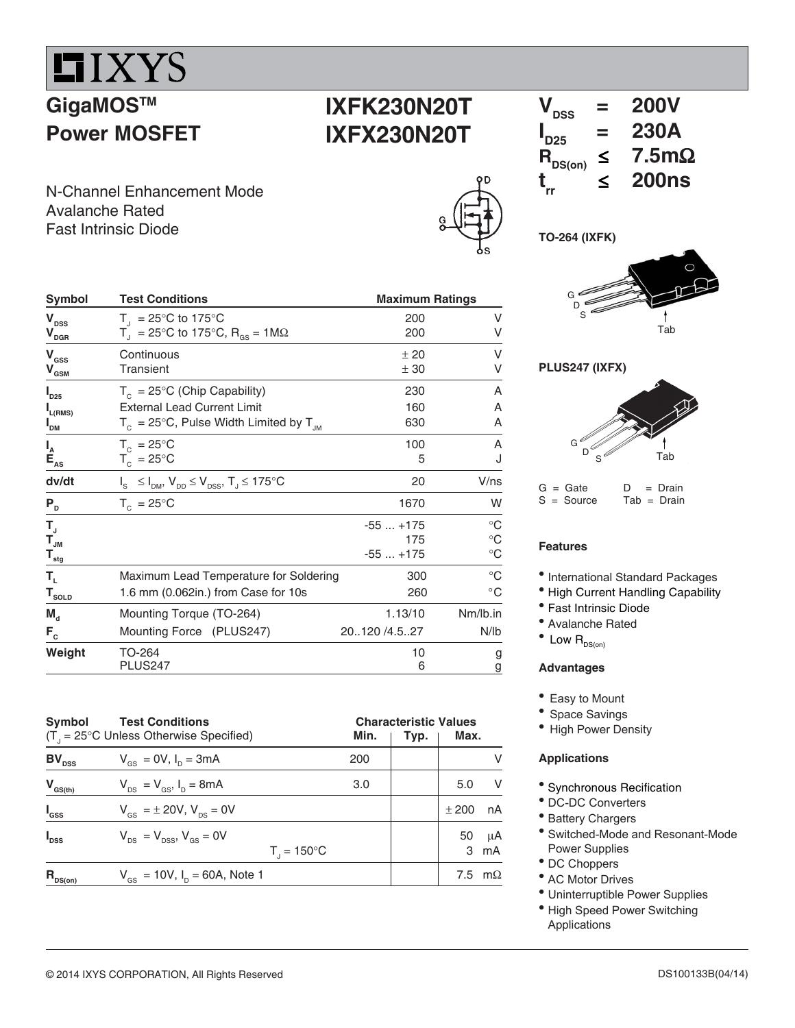# IXYS

## GigaMOS™ Power MOSFET

## IXFK230N20T
## IXFX230N20T

$V_{DSS}$ = 200V
$I_{D25}$ = 230A
$R_{DS(on)}$ ≤ 7.5mΩ
$t_{rr}$ ≤ 200ns

N-Channel Enhancement Mode
Avalanche Rated
Fast Intrinsic Diode

| Symbol | Test Conditions | Maximum Ratings | |
|---|---|---|---|
| $V_{DSS}$ | $T_J$ = 25°C to 175°C | 200 | V |
| $V_{DGR}$ | $T_J$ = 25°C to 175°C, $R_{GS}$ = 1MΩ | 200 | V |
| $V_{GSS}$ | Continuous | ± 20 | V |
| $V_{GSM}$ | Transient | ± 30 | V |
| $I_{D25}$ | $T_C$ = 25°C (Chip Capability) | 230 | A |
| $I_{L(RMS)}$ | External Lead Current Limit | 160 | A |
| $I_{DM}$ | $T_C$ = 25°C, Pulse Width Limited by $T_{JM}$ | 630 | A |
| $I_A$ | $T_C$ = 25°C | 100 | A |
| $E_{AS}$ | $T_C$ = 25°C | 5 | J |
| dv/dt | $I_S \leq I_{DM}$, $V_{DD} \leq V_{DSS}$, $T_J \leq 175°C$ | 20 | V/ns |
| $P_D$ | $T_C$ = 25°C | 1670 | W |
| $T_J$ | | -55 ... +175 | °C |
| $T_{JM}$ | | 175 | °C |
| $T_{stg}$ | | -55 ... +175 | °C |
| $T_L$ | Maximum Lead Temperature for Soldering | 300 | °C |
| $T_{SOLD}$ | 1.6 mm (0.062in.) from Case for 10s | 260 | °C |
| $M_d$ | Mounting Torque (TO-264) | 1.13/10 | Nm/lb.in |
| $F_C$ | Mounting Force (PLUS247) | 20..120 /4.5..27 | N/lb |
| Weight | TO-264 | 10 | g |
| | PLUS247 | 6 | g |

| Symbol | Test Conditions ($T_J$ = 25°C Unless Otherwise Specified) | Min. | Typ. | Max. | |
|---|---|---|---|---|---|
| $BV_{DSS}$ | $V_{GS}$ = 0V, $I_D$ = 3mA | 200 | | | V |
| $V_{GS(th)}$ | $V_{DS}$ = $V_{GS}$, $I_D$ = 8mA | 3.0 | | 5.0 | V |
| $I_{GSS}$ | $V_{GS}$ = ± 20V, $V_{DS}$ = 0V | | | ± 200 | nA |
| $I_{DSS}$ | $V_{DS}$ = $V_{DSS}$, $V_{GS}$ = 0V | | | 50 | μA |
| | $T_J$ = 150°C | | | 3 | mA |
| $R_{DS(on)}$ | $V_{GS}$ = 10V, $I_D$ = 60A, Note 1 | | | 7.5 | mΩ |

**TO-264 (IXFK)**

G D S Tab

**PLUS247 (IXFX)**

G D S Tab

G = Gate D = Drain
S = Source Tab = Drain

### Features

- International Standard Packages
- High Current Handling Capability
- Fast Intrinsic Diode
- Avalanche Rated
- Low $R_{DS(on)}$

### Advantages

- Easy to Mount
- Space Savings
- High Power Density

### Applications

- Synchronous Recification
- DC-DC Converters
- Battery Chargers
- Switched-Mode and Resonant-Mode Power Supplies
- DC Choppers
- AC Motor Drives
- Uninterruptible Power Supplies
- High Speed Power Switching Applications

© 2014 IXYS CORPORATION, All Rights Reserved DS100133B(04/14)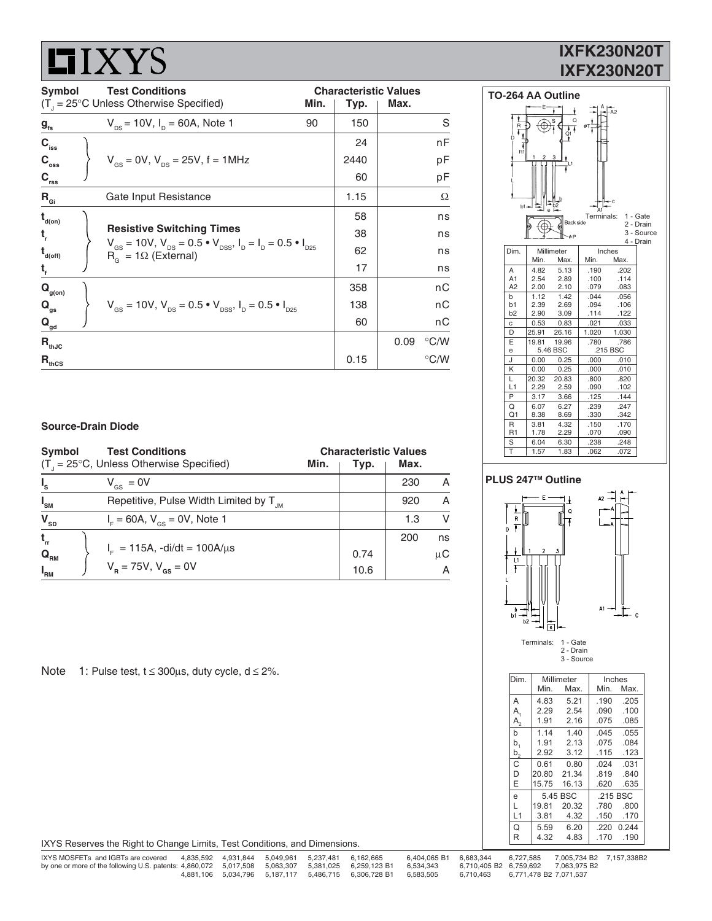| Symbol | Test Conditions | Characteristic Values | | | |
|---|---|---|---|---|---|
| ($T_J$ = 25°C Unless Otherwise Specified) | | Min. | Typ. | Max. | |
| $g_{fs}$ | $V_{DS}$ = 10V, $I_D$ = 60A, Note 1 | 90 | 150 | | S |
| $C_{iss}$ | $V_{GS}$ = 0V, $V_{DS}$ = 25V, f = 1MHz | | 24 | | nF |
| $C_{oss}$ | | | 2440 | | pF |
| $C_{rss}$ | | | 60 | | pF |
| $R_{Gi}$ | Gate Input Resistance | | 1.15 | | Ω |
| $t_{d(on)}$ | **Resistive Switching Times** $V_{GS}$ = 10V, $V_{DS}$ = 0.5 • $V_{DSS}$, $I_D$ = $I_D$ = 0.5 • $I_{D25}$ $R_G$ = 1Ω (External) | | 58 | | ns |
| $t_r$ | | | 38 | | ns |
| $t_{d(off)}$ | | | 62 | | ns |
| $t_f$ | | | 17 | | ns |
| $Q_{g(on)}$ | $V_{GS}$ = 10V, $V_{DS}$ = 0.5 • $V_{DSS}$, $I_D$ = 0.5 • $I_{D25}$ | | 358 | | nC |
| $Q_{gs}$ | | | 138 | | nC |
| $Q_{gd}$ | | | 60 | | nC |
| $R_{thJC}$ | | | | 0.09 | °C/W |
| $R_{thCS}$ | | | 0.15 | | °C/W |

### Source-Drain Diode

| Symbol | Test Conditions | Characteristic Values | | | |
|---|---|---|---|---|---|
| ($T_J$ = 25°C, Unless Otherwise Specified) | | Min. | Typ. | Max. | |
| $I_S$ | $V_{GS}$ = 0V | | | 230 | A |
| $I_{SM}$ | Repetitive, Pulse Width Limited by $T_{JM}$ | | | 920 | A |
| $V_{SD}$ | $I_F$ = 60A, $V_{GS}$ = 0V, Note 1 | | | 1.3 | V |
| $t_{rr}$ | $I_F$ = 115A, -di/dt = 100A/μs $V_R$ = 75V, $V_{GS}$ = 0V | | | 200 | ns |
| $Q_{RM}$ | | | 0.74 | | μC |
| $I_{RM}$ | | | 10.6 | | A |

Note 1: Pulse test, t ≤ 300μs, duty cycle, d ≤ 2%.

### TO-264 AA Outline

Terminals: 1 - Gate, 2 - Drain, 3 - Source, 4 - Drain

| Dim. | Millimeter Min. | Millimeter Max. | Inches Min. | Inches Max. |
|---|---|---|---|---|
| A | 4.82 | 5.13 | .190 | .202 |
| A1 | 2.54 | 2.89 | .100 | .114 |
| A2 | 2.00 | 2.10 | .079 | .083 |
| b | 1.12 | 1.42 | .044 | .056 |
| b1 | 2.39 | 2.69 | .094 | .106 |
| b2 | 2.90 | 3.09 | .114 | .122 |
| c | 0.53 | 0.83 | .021 | .033 |
| D | 25.91 | 26.16 | 1.020 | 1.030 |
| E | 19.81 | 19.96 | .780 | .786 |
| e | 5.46 BSC | | .215 BSC | |
| J | 0.00 | 0.25 | .000 | .010 |
| K | 0.00 | 0.25 | .000 | .010 |
| L | 20.32 | 20.83 | .800 | .820 |
| L1 | 2.29 | 2.59 | .090 | .102 |
| P | 3.17 | 3.66 | .125 | .144 |
| Q | 6.07 | 6.27 | .239 | .247 |
| Q1 | 8.38 | 8.69 | .330 | .342 |
| R | 3.81 | 4.32 | .150 | .170 |
| R1 | 1.78 | 2.29 | .070 | .090 |
| S | 6.04 | 6.30 | .238 | .248 |
| T | 1.57 | 1.83 | .062 | .072 |

### PLUS 247™ Outline

Terminals: 1 - Gate, 2 - Drain, 3 - Source

| Dim. | Millimeter Min. | Millimeter Max. | Inches Min. | Inches Max. |
|---|---|---|---|---|
| A | 4.83 | 5.21 | .190 | .205 |
| $A_1$ | 2.29 | 2.54 | .090 | .100 |
| $A_2$ | 1.91 | 2.16 | .075 | .085 |
| b | 1.14 | 1.40 | .045 | .055 |
| $b_1$ | 1.91 | 2.13 | .075 | .084 |
| $b_2$ | 2.92 | 3.12 | .115 | .123 |
| C | 0.61 | 0.80 | .024 | .031 |
| D | 20.80 | 21.34 | .819 | .840 |
| E | 15.75 | 16.13 | .620 | .635 |
| e | 5.45 BSC | | .215 BSC | |
| L | 19.81 | 20.32 | .780 | .800 |
| L1 | 3.81 | 4.32 | .150 | .170 |
| Q | 5.59 | 6.20 | .220 | 0.244 |
| R | 4.32 | 4.83 | .170 | .190 |

IXYS Reserves the Right to Change Limits, Test Conditions, and Dimensions.

IXYS MOSFETs and IGBTs are covered by one or more of the following U.S. patents: 4,835,592 4,931,844 5,049,961 5,237,481 6,162,665 6,404,065 B1 6,683,344 6,727,585 7,005,734 B2 7,157,338B2 4,860,072 5,017,508 5,063,307 5,381,025 6,259,123 B1 6,534,343 6,710,405 B2 6,759,692 7,063,975 B2 4,881,106 5,034,796 5,187,117 5,486,715 6,306,728 B1 6,583,505 6,710,463 6,771,478 B2 7,071,537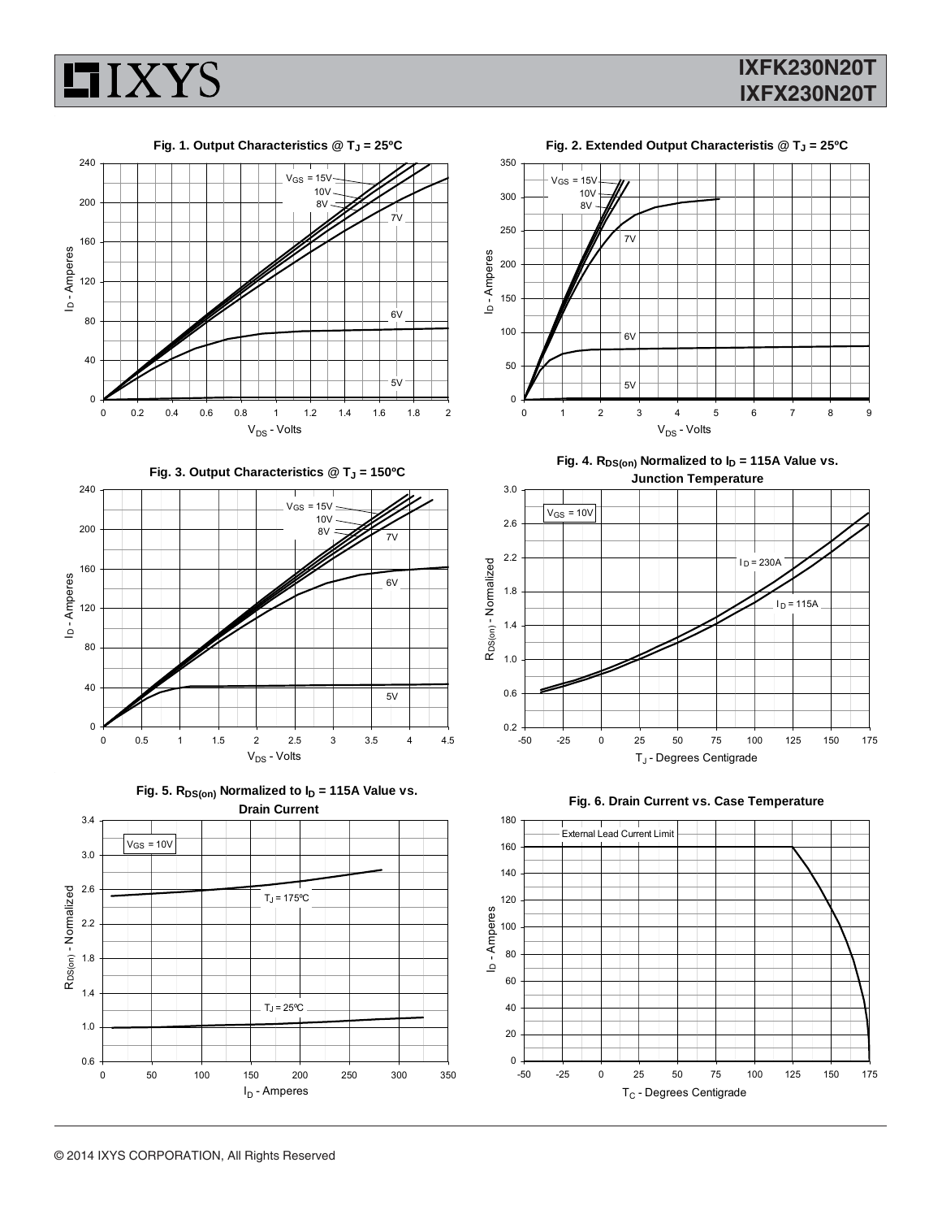**Fig. 1. Output Characteristics @ $T_J$ = 25ºC**

$V_{GS}$ = 15V, 10V, 8V, 7V, 6V, 5V

$I_D$ - Amperes vs. $V_{DS}$ - Volts

**Fig. 2. Extended Output Characteristis @ $T_J$ = 25ºC**

$V_{GS}$ = 15V, 10V, 8V, 7V, 6V, 5V

$I_D$ - Amperes vs. $V_{DS}$ - Volts

**Fig. 3. Output Characteristics @ $T_J$ = 150ºC**

$V_{GS}$ = 15V, 10V, 8V, 7V, 6V, 5V

$I_D$ - Amperes vs. $V_{DS}$ - Volts

**Fig. 4. $R_{DS(on)}$ Normalized to $I_D$ = 115A Value vs. Junction Temperature**

$V_{GS}$ = 10V; $I_D$ = 230A; $I_D$ = 115A

$R_{DS(on)}$ - Normalized vs. $T_J$ - Degrees Centigrade

**Fig. 5. $R_{DS(on)}$ Normalized to $I_D$ = 115A Value vs. Drain Current**

$V_{GS}$ = 10V; $T_J$ = 175ºC; $T_J$ = 25ºC

$R_{DS(on)}$ - Normalized vs. $I_D$ - Amperes

**Fig. 6. Drain Current vs. Case Temperature**

External Lead Current Limit

$I_D$ - Amperes vs. $T_C$ - Degrees Centigrade

© 2014 IXYS CORPORATION, All Rights Reserved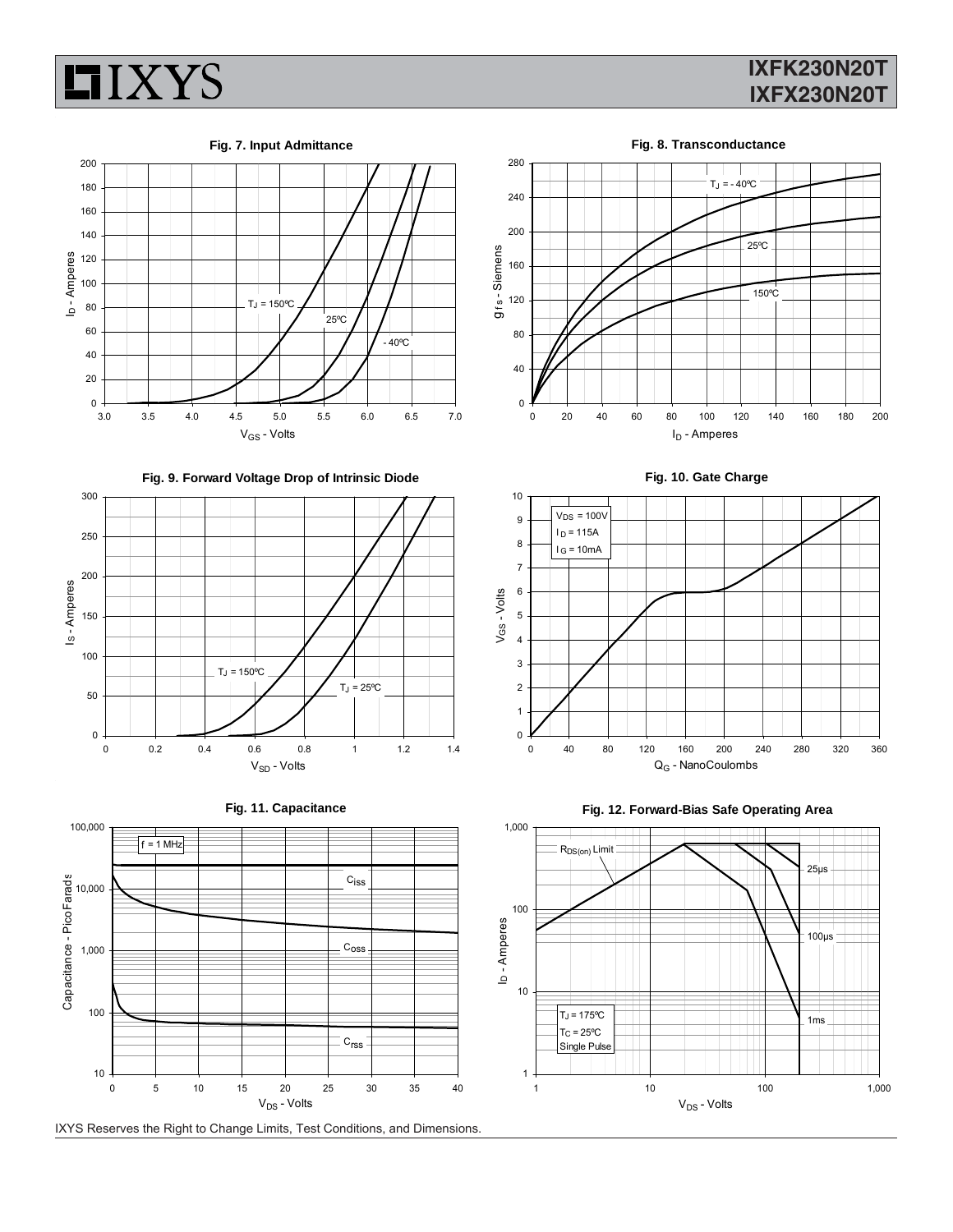**Fig. 7. Input Admittance**

$T_J$ = 150ºC, 25ºC, - 40ºC

$I_D$ - Amperes vs. $V_{GS}$ - Volts

**Fig. 8. Transconductance**

$T_J$ = - 40ºC, 25ºC, 150ºC

$g_{fs}$ - Siemens vs. $I_D$ - Amperes

**Fig. 9. Forward Voltage Drop of Intrinsic Diode**

$T_J$ = 150ºC, $T_J$ = 25ºC

$I_S$ - Amperes vs. $V_{SD}$ - Volts

**Fig. 10. Gate Charge**

$V_{DS}$ = 100V
$I_D$ = 115A
$I_G$ = 10mA

$V_{GS}$ - Volts vs. $Q_G$ - NanoCoulombs

**Fig. 11. Capacitance**

f = 1 MHz

$C_{iss}$, $C_{oss}$, $C_{rss}$

Capacitance - PicoFarads vs. $V_{DS}$ - Volts

**Fig. 12. Forward-Bias Safe Operating Area**

$R_{DS(on)}$ Limit

25µs, 100µs, 1ms

$T_J$ = 175ºC
$T_C$ = 25ºC
Single Pulse

$I_D$ - Amperes vs. $V_{DS}$ - Volts

IXYS Reserves the Right to Change Limits, Test Conditions, and Dimensions.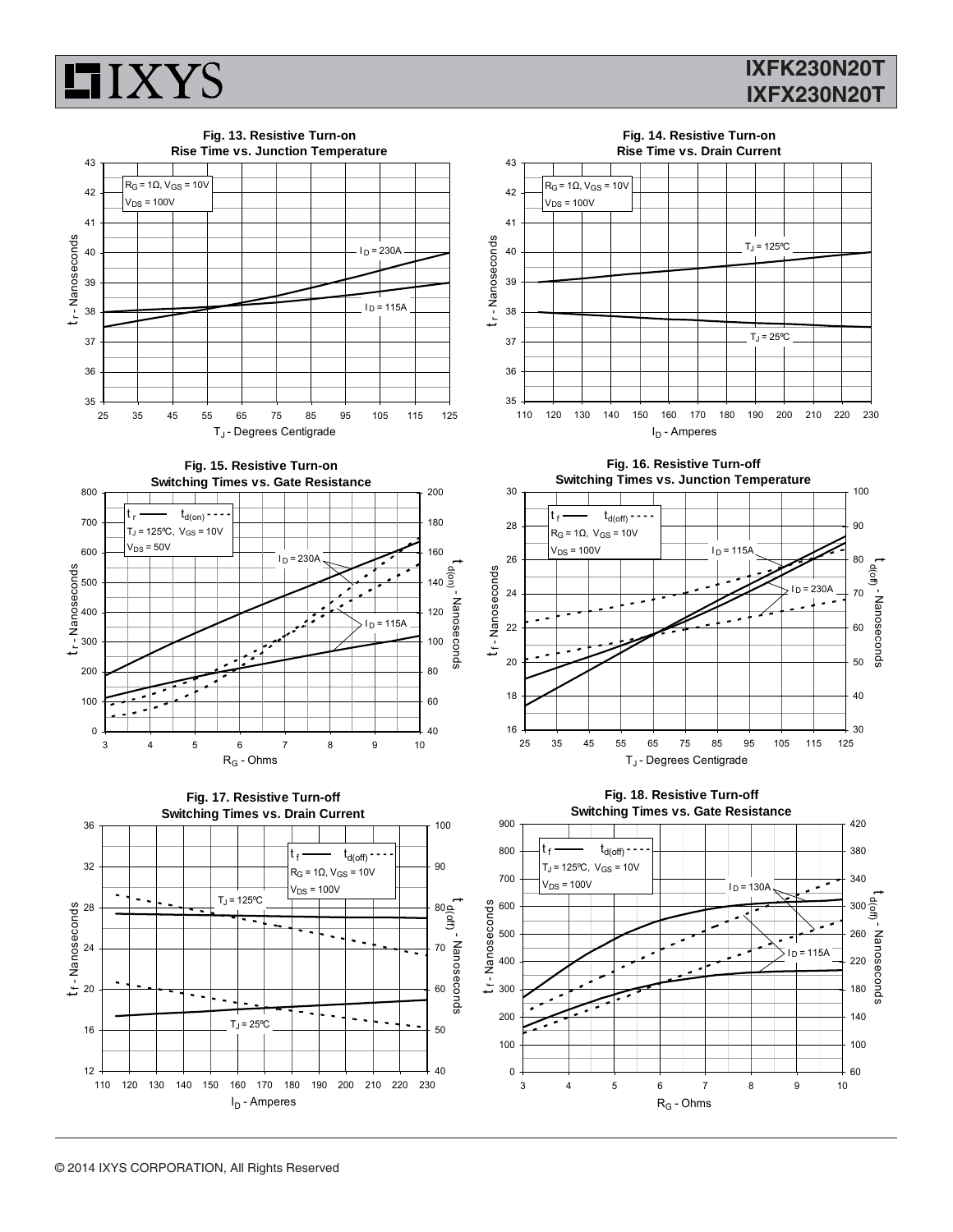**Fig. 13. Resistive Turn-on Rise Time vs. Junction Temperature**

$R_G = 1\Omega$, $V_{GS} = 10V$
$V_{DS} = 100V$

$I_D = 230A$
$I_D = 115A$

$t_r$ - Nanoseconds
$T_J$ - Degrees Centigrade

**Fig. 14. Resistive Turn-on Rise Time vs. Drain Current**

$R_G = 1\Omega$, $V_{GS} = 10V$
$V_{DS} = 100V$

$T_J = 125ºC$
$T_J = 25ºC$

$t_r$ - Nanoseconds
$I_D$ - Amperes

**Fig. 15. Resistive Turn-on Switching Times vs. Gate Resistance**

$t_r$ —— $t_{d(on)}$ - - - -
$T_J = 125ºC$, $V_{GS} = 10V$
$V_{DS} = 50V$

$I_D = 230A$
$I_D = 115A$

$t_r$ - Nanoseconds
$t_{d(on)}$ - Nanoseconds
$R_G$ - Ohms

**Fig. 16. Resistive Turn-off Switching Times vs. Junction Temperature**

$t_f$ —— $t_{d(off)}$ - - - -
$R_G = 1\Omega$, $V_{GS} = 10V$
$V_{DS} = 100V$

$I_D = 115A$
$I_D = 230A$

$t_f$ - Nanoseconds
$t_{d(off)}$ - Nanoseconds
$T_J$ - Degrees Centigrade

**Fig. 17. Resistive Turn-off Switching Times vs. Drain Current**

$t_f$ —— $t_{d(off)}$ - - - -
$R_G = 1\Omega$, $V_{GS} = 10V$
$V_{DS} = 100V$

$T_J = 125ºC$
$T_J = 25ºC$

$t_f$ - Nanoseconds
$t_{d(off)}$ - Nanoseconds
$I_D$ - Amperes

**Fig. 18. Resistive Turn-off Switching Times vs. Gate Resistance**

$t_f$ —— $t_{d(off)}$ - - - -
$T_J = 125ºC$, $V_{GS} = 10V$
$V_{DS} = 100V$

$I_D = 130A$
$I_D = 115A$

$t_f$ - Nanoseconds
$t_{d(off)}$ - Nanoseconds
$R_G$ - Ohms

© 2014 IXYS CORPORATION, All Rights Reserved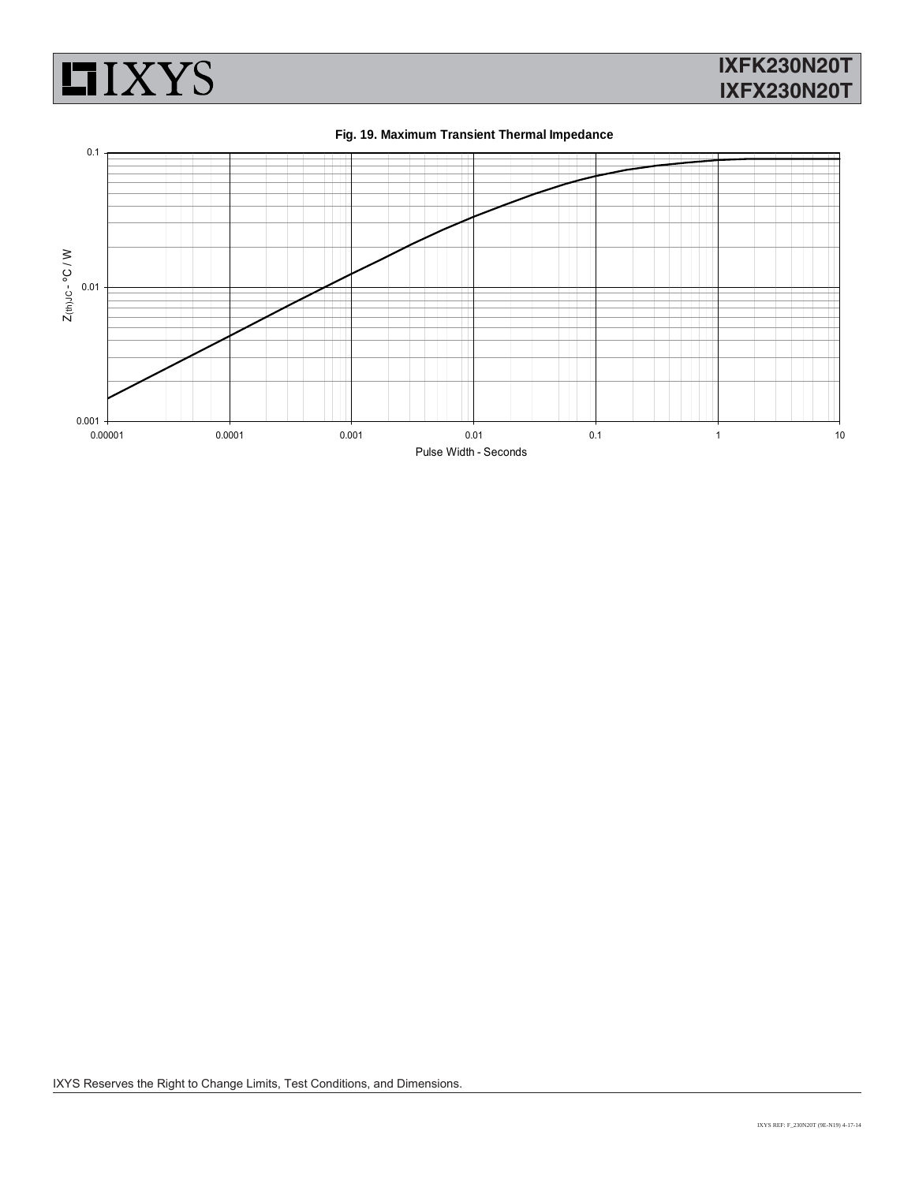Fig. 19. Maximum Transient Thermal Impedance

$Z_{(th)JC}$ - °C / W

0.1

0.01

0.001

0.00001

0.0001

0.001

0.01

0.1

1

10

Pulse Width - Seconds

IXYS Reserves the Right to Change Limits, Test Conditions, and Dimensions.

IXYS REF: F_230N20T (9E-N19) 4-17-14